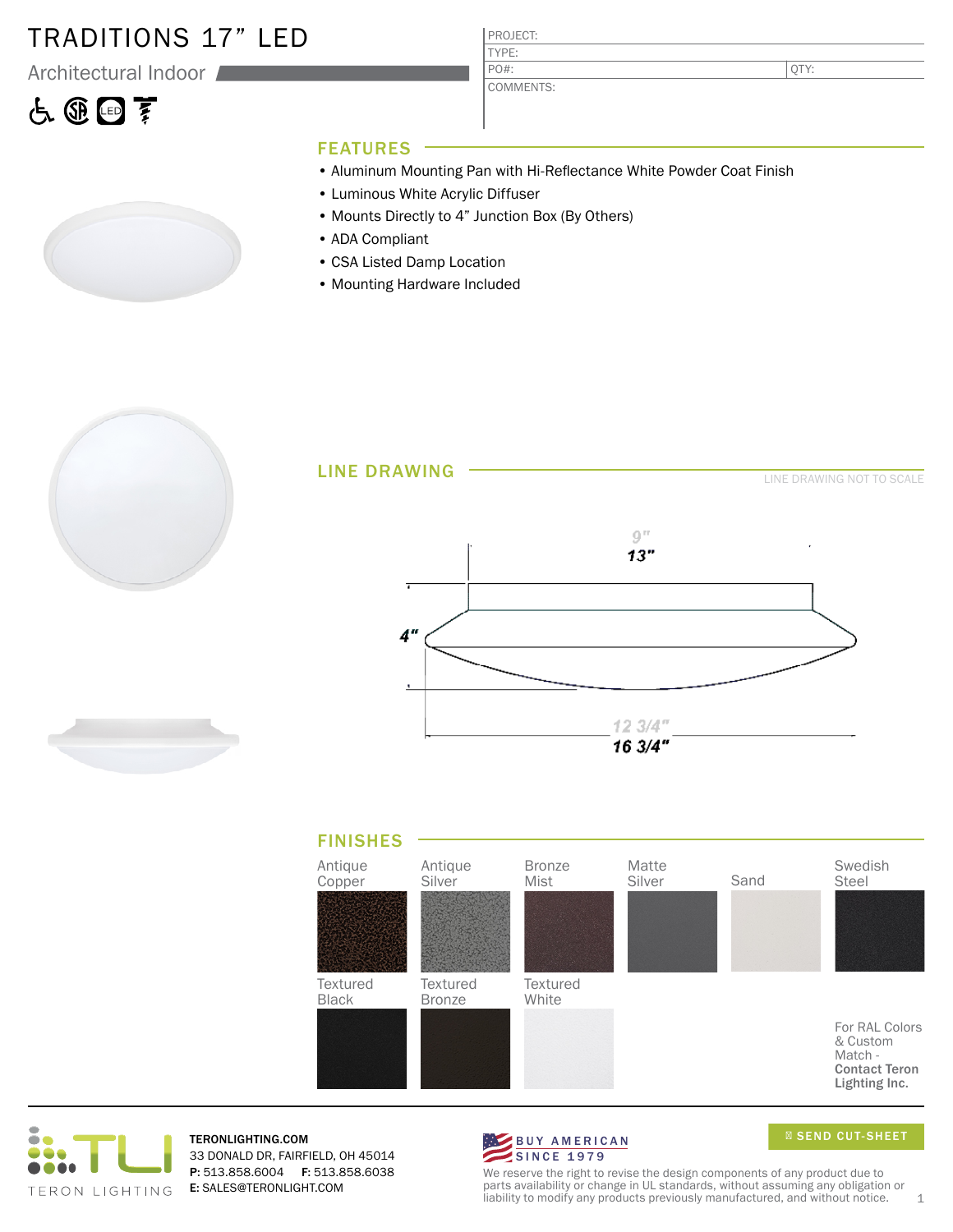# TRADITIONS 17" LED

Architectural Indoor

| PROJECT: | |
|---|---|
| TYPE: | |
| PO#: | QTY: |
| COMMENTS: | |

## FEATURES

- Aluminum Mounting Pan with Hi-Reflectance White Powder Coat Finish
- Luminous White Acrylic Diffuser
- Mounts Directly to 4" Junction Box (By Others)
- ADA Compliant
- CSA Listed Damp Location
- Mounting Hardware Included

## LINE DRAWING

LINE DRAWING NOT TO SCALE

9"
13"
4"
12 3/4"
16 3/4"

## FINISHES

Antique Copper
Antique Silver
Bronze Mist
Matte Silver
Sand
Swedish Steel
Textured Black
Textured Bronze
Textured White

For RAL Colors & Custom Match - **Contact Teron Lighting Inc.**

TERON LIGHTING

**TERONLIGHTING.COM**
33 DONALD DR, FAIRFIELD, OH 45014
**P:** 513.858.6004 **F:** 513.858.6038
**E:** SALES@TERONLIGHT.COM

BUY AMERICAN SINCE 1979

SEND CUT-SHEET

We reserve the right to revise the design components of any product due to parts availability or change in UL standards, without assuming any obligation or liability to modify any products previously manufactured, and without notice.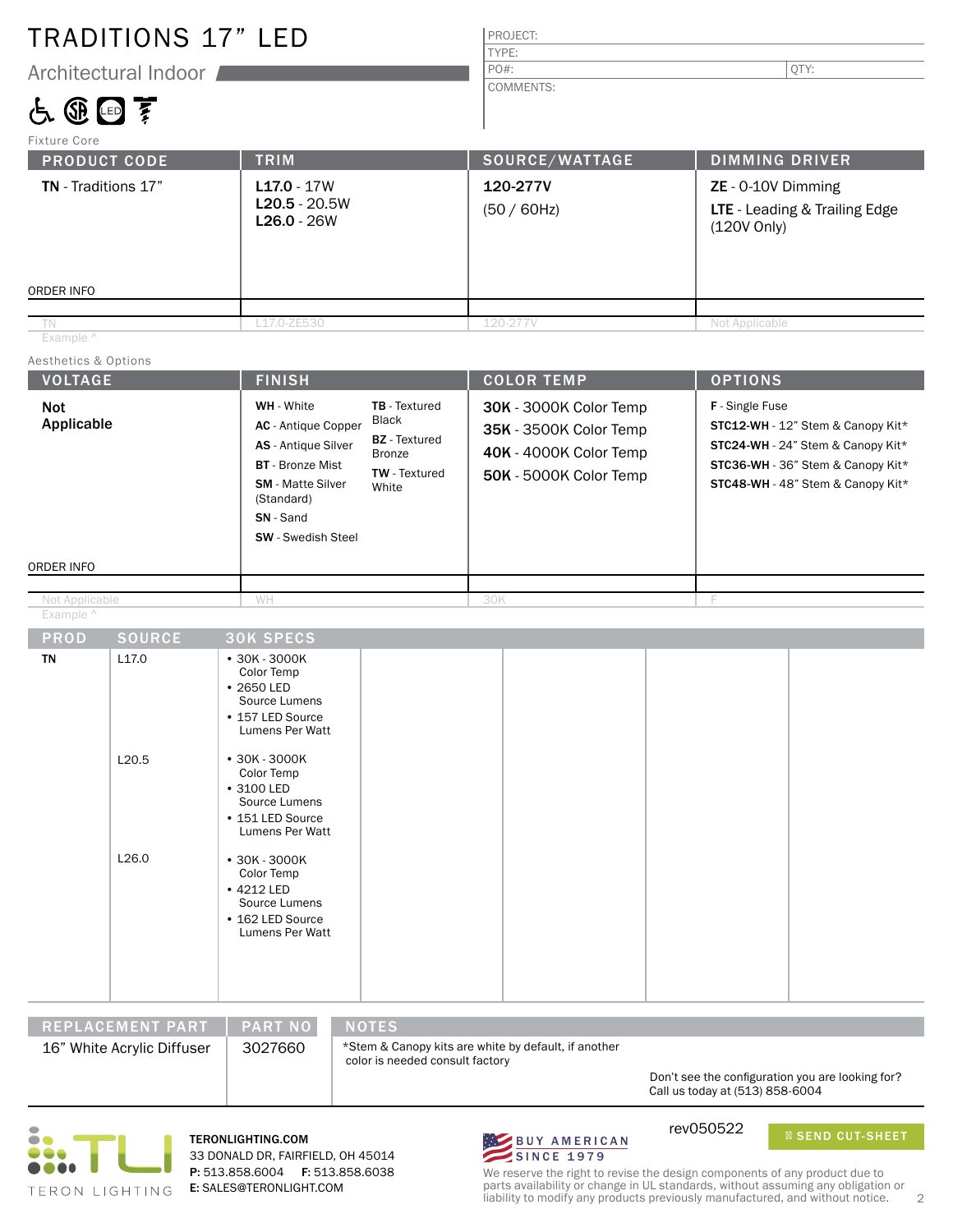# TRADITIONS 17" LED

## Architectual Indoor

| PROJECT: | |
|---|---|
| TYPE: | |
| PO#: | QTY: |
| COMMENTS: | |

Fixture Core

| PRODUCT CODE | TRIM | SOURCE/WATTAGE | DIMMING DRIVER |
|---|---|---|---|
| **TN** - Traditions 17" | **L17.0** - 17W<br>**L20.5** - 20.5W<br>**L26.0** - 26W | **120-277V**<br>(50 / 60Hz) | **ZE** - 0-10V Dimming<br>**LTE** - Leading & Trailing Edge (120V Only) |
| ORDER INFO | | | |
| TN | L17.0-ZE530 | 120-277V | Not Applicable |

Example ^

Aesthetics & Options

| VOLTAGE | FINISH | COLOR TEMP | OPTIONS |
|---|---|---|---|
| **Not Applicable** | **WH** - White<br>**AC** - Antique Copper<br>**AS** - Antique Silver<br>**BT** - Bronze Mist<br>**SM** - Matte Silver (Standard)<br>**SN** - Sand<br>**SW** - Swedish Steel<br>**TB** - Textured Black<br>**BZ** - Textured Bronze<br>**TW** - Textured White | **30K** - 3000K Color Temp<br>**35K** - 3500K Color Temp<br>**40K** - 4000K Color Temp<br>**50K** - 5000K Color Temp | **F** - Single Fuse<br>**STC12-WH** - 12" Stem & Canopy Kit*<br>**STC24-WH** - 24" Stem & Canopy Kit*<br>**STC36-WH** - 36" Stem & Canopy Kit*<br>**STC48-WH** - 48" Stem & Canopy Kit* |
| ORDER INFO | | | |
| Not Applicable | WH | 30K | F |

Example ^

| PROD | SOURCE | 30K SPECS |
|---|---|---|
| **TN** | L17.0 | • 30K - 3000K Color Temp<br>• 2650 LED Source Lumens<br>• 157 LED Source Lumens Per Watt |
| | L20.5 | • 30K - 3000K Color Temp<br>• 3100 LED Source Lumens<br>• 151 LED Source Lumens Per Watt |
| | L26.0 | • 30K - 3000K Color Temp<br>• 4212 LED Source Lumens<br>• 162 LED Source Lumens Per Watt |

| REPLACEMENT PART | PART NO | NOTES |
|---|---|---|
| 16" White Acrylic Diffuser | 3027660 | *Stem & Canopy kits are white by default, if another color is needed consult factory |

Don't see the configuration you are looking for? Call us today at (513) 858-6004

TERON LIGHTING

TERONLIGHTING.COM
33 DONALD DR, FAIRFIELD, OH 45014
**P:** 513.858.6004 **F:** 513.858.6038
**E:** SALES@TERONLIGHT.COM

BUY AMERICAN SINCE 1979

rev050522

SEND CUT-SHEET

We reserve the right to revise the design components of any product due to parts availability or change in UL standards, without assuming any obligation or liability to modify any products previously manufactured, and without notice.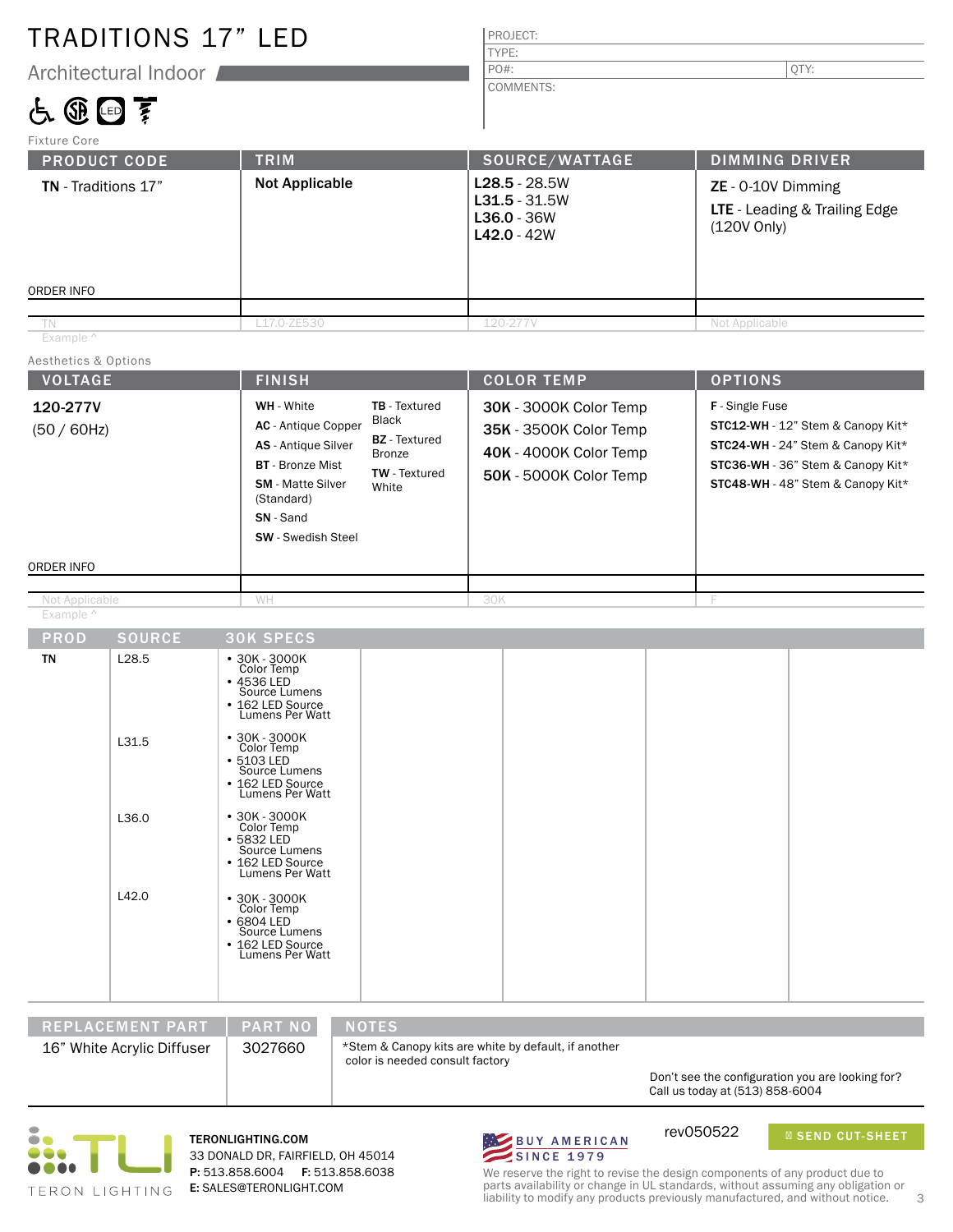# TRADITIONS 17" LED

## Architectural Indoor

| PROJECT: | |
|---|---|
| TYPE: | |
| PO#: | QTY: |
| COMMENTS: | |

Fixture Core

| PRODUCT CODE | TRIM | SOURCE/WATTAGE | DIMMING DRIVER |
|---|---|---|---|
| **TN** - Traditions 17" | **Not Applicable** | **L28.5** - 28.5W<br>**L31.5** - 31.5W<br>**L36.0** - 36W<br>**L42.0** - 42W | **ZE** - 0-10V Dimming<br>**LTE** - Leading & Trailing Edge (120V Only) |
| ORDER INFO | | | |
| TN | L17.0-ZE530 | 120-277V | Not Applicable |

Example ^

Aesthetics & Options

| VOLTAGE | FINISH | COLOR TEMP | OPTIONS |
|---|---|---|---|
| **120-277V**<br>(50 / 60Hz) | **WH** - White<br>**AC** - Antique Copper<br>**AS** - Antique Silver<br>**BT** - Bronze Mist<br>**SM** - Matte Silver (Standard)<br>**SN** - Sand<br>**SW** - Swedish Steel<br>**TB** - Textured Black<br>**BZ** - Textured Bronze<br>**TW** - Textured White | **30K** - 3000K Color Temp<br>**35K** - 3500K Color Temp<br>**40K** - 4000K Color Temp<br>**50K** - 5000K Color Temp | **F** - Single Fuse<br>**STC12-WH** - 12" Stem & Canopy Kit*<br>**STC24-WH** - 24" Stem & Canopy Kit*<br>**STC36-WH** - 36" Stem & Canopy Kit*<br>**STC48-WH** - 48" Stem & Canopy Kit* |
| ORDER INFO | | | |
| Not Applicable | WH | 30K | F |

Example ^

| PROD | SOURCE | 30K SPECS |
|---|---|---|
| **TN** | L28.5 | • 30K - 3000K Color Temp<br>• 4536 LED Source Lumens<br>• 162 LED Source Lumens Per Watt |
| | L31.5 | • 30K - 3000K Color Temp<br>• 5103 LED Source Lumens<br>• 162 LED Source Lumens Per Watt |
| | L36.0 | • 30K - 3000K Color Temp<br>• 5832 LED Source Lumens<br>• 162 LED Source Lumens Per Watt |
| | L42.0 | • 30K - 3000K Color Temp<br>• 6804 LED Source Lumens<br>• 162 LED Source Lumens Per Watt |

| REPLACEMENT PART | PART NO | NOTES |
|---|---|---|
| 16" White Acrylic Diffuser | 3027660 | *Stem & Canopy kits are white by default, if another color is needed consult factory |

Don't see the configuration you are looking for?
Call us today at (513) 858-6004

TERON LIGHTING

**TERONLIGHTING.COM**
33 DONALD DR, FAIRFIELD, OH 45014
**P:** 513.858.6004 **F:** 513.858.6038
**E:** SALES@TERONLIGHT.COM

BUY AMERICAN SINCE 1979

rev050522

SEND CUT-SHEET

We reserve the right to revise the design components of any product due to parts availability or change in UL standards, without assuming any obligation or liability to modify any products previously manufactured, and without notice.